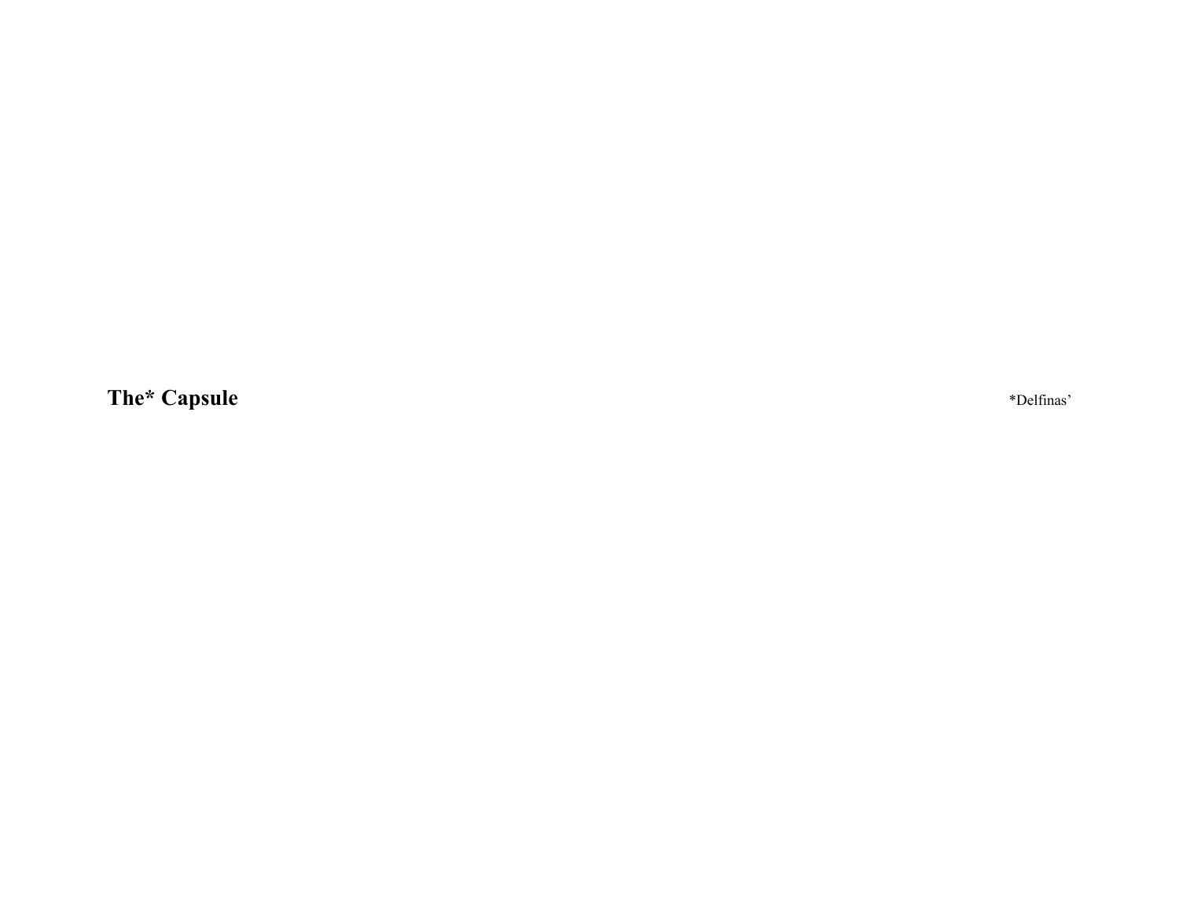# The* Capsule

*Delfinas’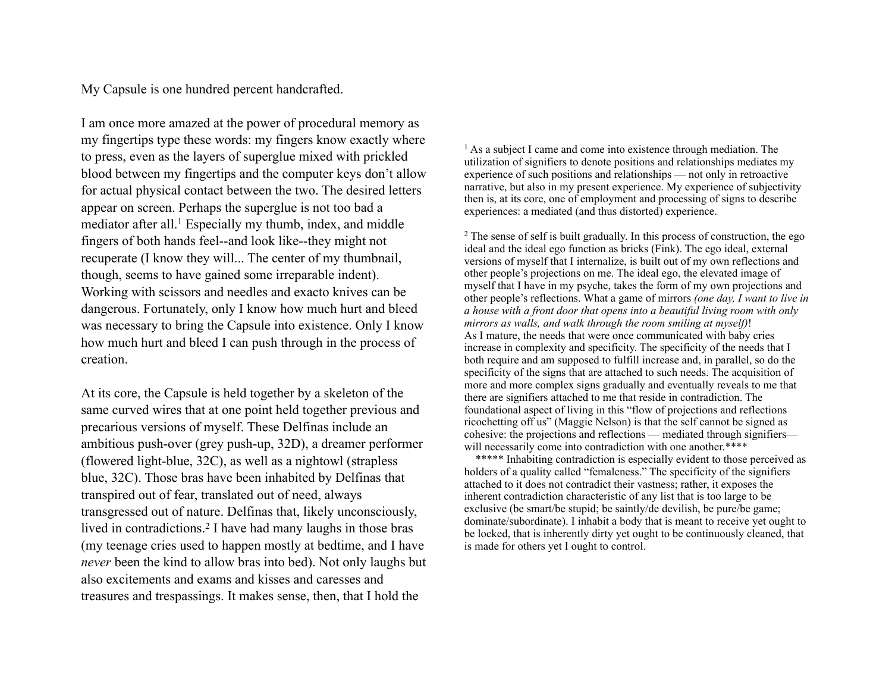My Capsule is one hundred percent handcrafted.

I am once more amazed at the power of procedural memory as my fingertips type these words: my fingers know exactly where to press, even as the layers of superglue mixed with prickled blood between my fingertips and the computer keys don't allow for actual physical contact between the two. The desired letters appear on screen. Perhaps the superglue is not too bad a mediator after all.[1] Especially my thumb, index, and middle fingers of both hands feel--and look like--they might not recuperate (I know they will... The center of my thumbnail, though, seems to have gained some irreparable indent). Working with scissors and needles and exacto knives can be dangerous. Fortunately, only I know how much hurt and bleed was necessary to bring the Capsule into existence. Only I know how much hurt and bleed I can push through in the process of creation.

At its core, the Capsule is held together by a skeleton of the same curved wires that at one point held together previous and precarious versions of myself. These Delfinas include an ambitious push-over (grey push-up, 32D), a dreamer performer (flowered light-blue, 32C), as well as a nightowl (strapless blue, 32C). Those bras have been inhabited by Delfinas that transpired out of fear, translated out of need, always transgressed out of nature. Delfinas that, likely unconsciously, lived in contradictions.[2] I have had many laughs in those bras (my teenage cries used to happen mostly at bedtime, and I have *never* been the kind to allow bras into bed). Not only laughs but also excitements and exams and kisses and caresses and treasures and trespassings. It makes sense, then, that I hold the

[1] As a subject I came and come into existence through mediation. The utilization of signifiers to denote positions and relationships mediates my experience of such positions and relationships — not only in retroactive narrative, but also in my present experience. My experience of subjectivity then is, at its core, one of employment and processing of signs to describe experiences: a mediated (and thus distorted) experience.

[2] The sense of self is built gradually. In this process of construction, the ego ideal and the ideal ego function as bricks (Fink). The ego ideal, external versions of myself that I internalize, is built out of my own reflections and other people's projections on me. The ideal ego, the elevated image of myself that I have in my psyche, takes the form of my own projections and other people's reflections. What a game of mirrors *(one day, I want to live in a house with a front door that opens into a beautiful living room with only mirrors as walls, and walk through the room smiling at myself)*!
As I mature, the needs that were once communicated with baby cries increase in complexity and specificity. The specificity of the needs that I both require and am supposed to fulfill increase and, in parallel, so do the specificity of the signs that are attached to such needs. The acquisition of more and more complex signs gradually and eventually reveals to me that there are signifiers attached to me that reside in contradiction. The foundational aspect of living in this "flow of projections and reflections ricochetting off us" (Maggie Nelson) is that the self cannot be signed as cohesive: the projections and reflections — mediated through signifiers— will necessarily come into contradiction with one another.****

***** Inhabiting contradiction is especially evident to those perceived as holders of a quality called "femaleness." The specificity of the signifiers attached to it does not contradict their vastness; rather, it exposes the inherent contradiction characteristic of any list that is too large to be exclusive (be smart/be stupid; be saintly/de devilish, be pure/be game; dominate/subordinate). I inhabit a body that is meant to receive yet ought to be locked, that is inherently dirty yet ought to be continuously cleaned, that is made for others yet I ought to control.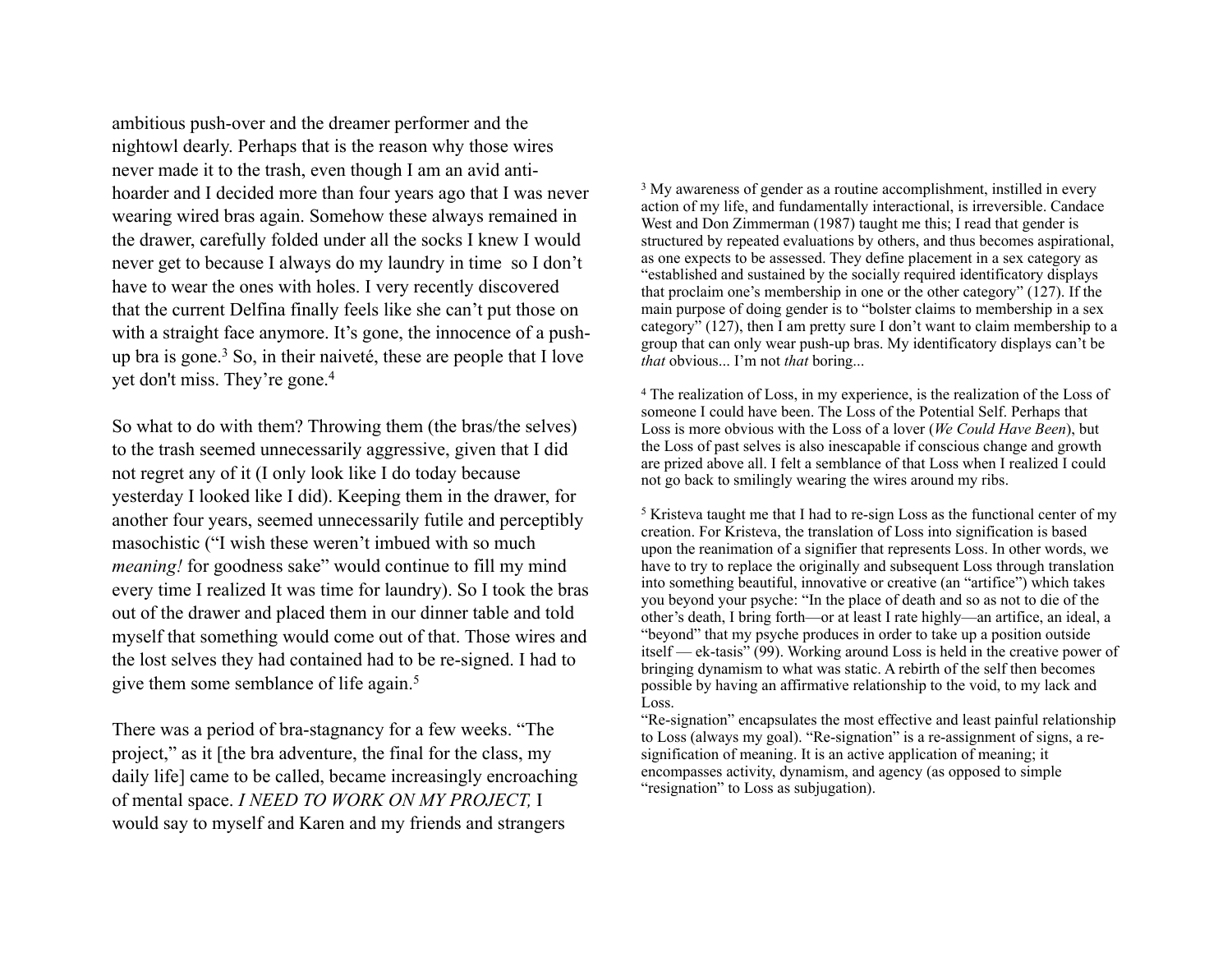ambitious push-over and the dreamer performer and the nightowl dearly. Perhaps that is the reason why those wires never made it to the trash, even though I am an avid anti-hoarder and I decided more than four years ago that I was never wearing wired bras again. Somehow these always remained in the drawer, carefully folded under all the socks I knew I would never get to because I always do my laundry in time  so I don't have to wear the ones with holes. I very recently discovered that the current Delfina finally feels like she can't put those on with a straight face anymore. It's gone, the innocence of a push-up bra is gone.[3] So, in their naiveté, these are people that I love yet don't miss. They're gone.[4]

So what to do with them? Throwing them (the bras/the selves) to the trash seemed unnecessarily aggressive, given that I did not regret any of it (I only look like I do today because yesterday I looked like I did). Keeping them in the drawer, for another four years, seemed unnecessarily futile and perceptibly masochistic ("I wish these weren't imbued with so much *meaning!* for goodness sake" would continue to fill my mind every time I realized It was time for laundry). So I took the bras out of the drawer and placed them in our dinner table and told myself that something would come out of that. Those wires and the lost selves they had contained had to be re-signed. I had to give them some semblance of life again.[5]

There was a period of bra-stagnancy for a few weeks. "The project," as it [the bra adventure, the final for the class, my daily life] came to be called, became increasingly encroaching of mental space. *I NEED TO WORK ON MY PROJECT,* I would say to myself and Karen and my friends and strangers

[3] My awareness of gender as a routine accomplishment, instilled in every action of my life, and fundamentally interactional, is irreversible. Candace West and Don Zimmerman (1987) taught me this; I read that gender is structured by repeated evaluations by others, and thus becomes aspirational, as one expects to be assessed. They define placement in a sex category as "established and sustained by the socially required identificatory displays that proclaim one's membership in one or the other category" (127). If the main purpose of doing gender is to "bolster claims to membership in a sex category" (127), then I am pretty sure I don't want to claim membership to a group that can only wear push-up bras. My identificatory displays can't be *that* obvious... I'm not *that* boring...

[4] The realization of Loss, in my experience, is the realization of the Loss of someone I could have been. The Loss of the Potential Self. Perhaps that Loss is more obvious with the Loss of a lover (*We Could Have Been*), but the Loss of past selves is also inescapable if conscious change and growth are prized above all. I felt a semblance of that Loss when I realized I could not go back to smilingly wearing the wires around my ribs.

[5] Kristeva taught me that I had to re-sign Loss as the functional center of my creation. For Kristeva, the translation of Loss into signification is based upon the reanimation of a signifier that represents Loss. In other words, we have to try to replace the originally and subsequent Loss through translation into something beautiful, innovative or creative (an "artifice") which takes you beyond your psyche: "In the place of death and so as not to die of the other's death, I bring forth—or at least I rate highly—an artifice, an ideal, a "beyond" that my psyche produces in order to take up a position outside itself — ek-tasis" (99). Working around Loss is held in the creative power of bringing dynamism to what was static. A rebirth of the self then becomes possible by having an affirmative relationship to the void, to my lack and Loss.
"Re-signation" encapsulates the most effective and least painful relationship to Loss (always my goal). "Re-signation" is a re-assignment of signs, a re-signification of meaning. It is an active application of meaning; it encompasses activity, dynamism, and agency (as opposed to simple "resignation" to Loss as subjugation).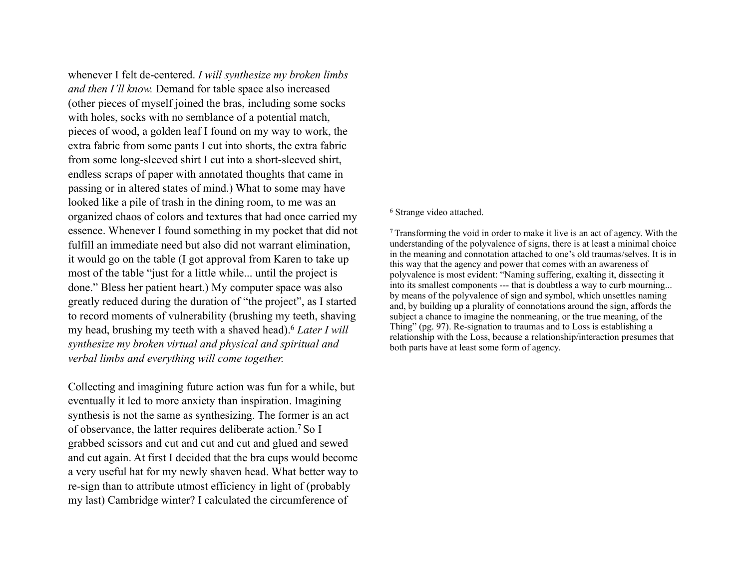whenever I felt de-centered. *I will synthesize my broken limbs and then I'll know.* Demand for table space also increased (other pieces of myself joined the bras, including some socks with holes, socks with no semblance of a potential match, pieces of wood, a golden leaf I found on my way to work, the extra fabric from some pants I cut into shorts, the extra fabric from some long-sleeved shirt I cut into a short-sleeved shirt, endless scraps of paper with annotated thoughts that came in passing or in altered states of mind.) What to some may have looked like a pile of trash in the dining room, to me was an organized chaos of colors and textures that had once carried my essence. Whenever I found something in my pocket that did not fulfill an immediate need but also did not warrant elimination, it would go on the table (I got approval from Karen to take up most of the table "just for a little while... until the project is done." Bless her patient heart.) My computer space was also greatly reduced during the duration of "the project", as I started to record moments of vulnerability (brushing my teeth, shaving my head, brushing my teeth with a shaved head).[6] *Later I will synthesize my broken virtual and physical and spiritual and verbal limbs and everything will come together.*

Collecting and imagining future action was fun for a while, but eventually it led to more anxiety than inspiration. Imagining synthesis is not the same as synthesizing. The former is an act of observance, the latter requires deliberate action.[7] So I grabbed scissors and cut and cut and cut and glued and sewed and cut again. At first I decided that the bra cups would become a very useful hat for my newly shaven head. What better way to re-sign than to attribute utmost efficiency in light of (probably my last) Cambridge winter? I calculated the circumference of

[6] Strange video attached.

[7] Transforming the void in order to make it live is an act of agency. With the understanding of the polyvalence of signs, there is at least a minimal choice in the meaning and connotation attached to one's old traumas/selves. It is in this way that the agency and power that comes with an awareness of polyvalence is most evident: "Naming suffering, exalting it, dissecting it into its smallest components --- that is doubtless a way to curb mourning... by means of the polyvalence of sign and symbol, which unsettles naming and, by building up a plurality of connotations around the sign, affords the subject a chance to imagine the nonmeaning, or the true meaning, of the Thing" (pg. 97). Re-signation to traumas and to Loss is establishing a relationship with the Loss, because a relationship/interaction presumes that both parts have at least some form of agency.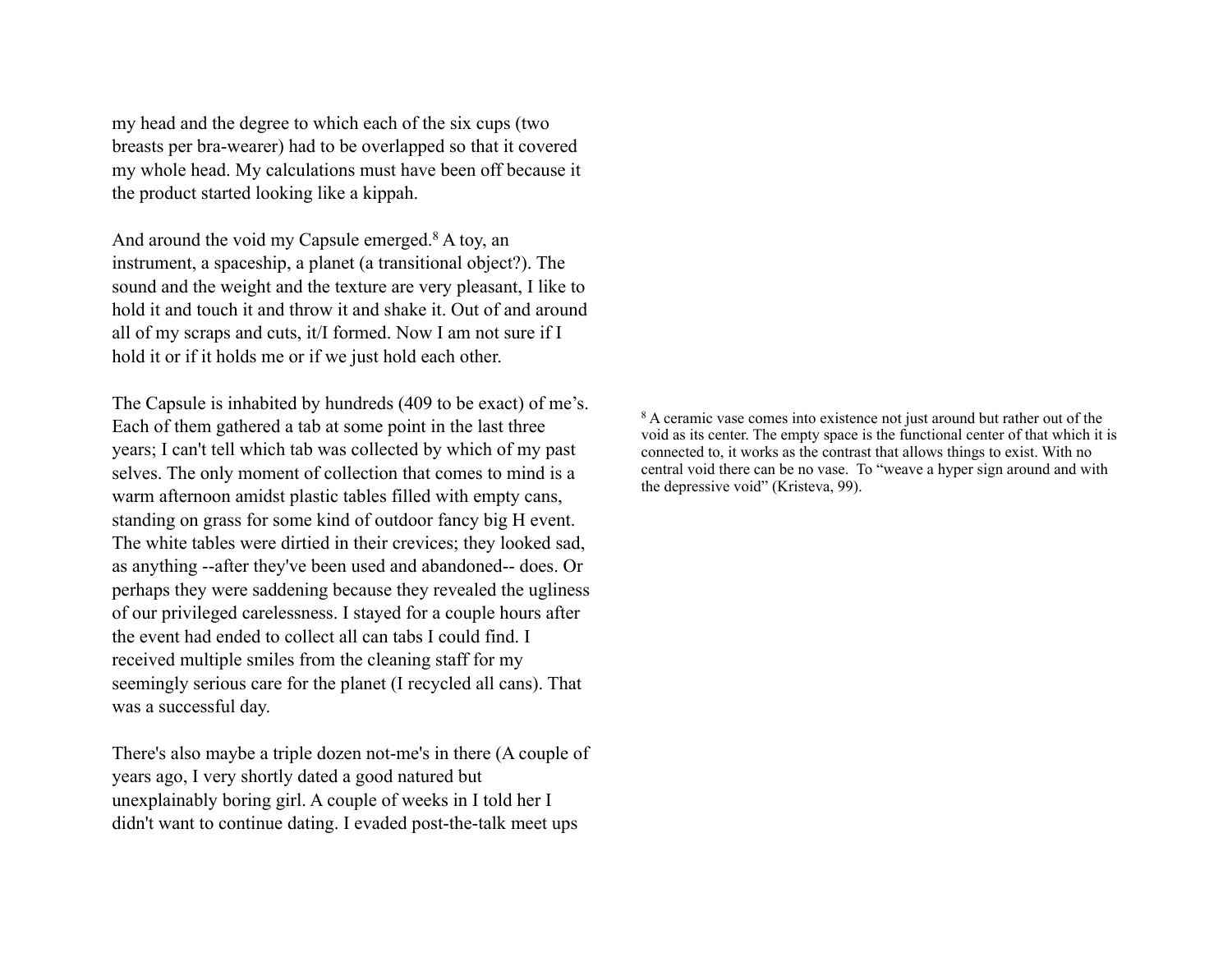my head and the degree to which each of the six cups (two breasts per bra-wearer) had to be overlapped so that it covered my whole head. My calculations must have been off because it the product started looking like a kippah.

And around the void my Capsule emerged.[8] A toy, an instrument, a spaceship, a planet (a transitional object?). The sound and the weight and the texture are very pleasant, I like to hold it and touch it and throw it and shake it. Out of and around all of my scraps and cuts, it/I formed. Now I am not sure if I hold it or if it holds me or if we just hold each other.

The Capsule is inhabited by hundreds (409 to be exact) of me's. Each of them gathered a tab at some point in the last three years; I can't tell which tab was collected by which of my past selves. The only moment of collection that comes to mind is a warm afternoon amidst plastic tables filled with empty cans, standing on grass for some kind of outdoor fancy big H event. The white tables were dirtied in their crevices; they looked sad, as anything --after they've been used and abandoned-- does. Or perhaps they were saddening because they revealed the ugliness of our privileged carelessness. I stayed for a couple hours after the event had ended to collect all can tabs I could find. I received multiple smiles from the cleaning staff for my seemingly serious care for the planet (I recycled all cans). That was a successful day.

There's also maybe a triple dozen not-me's in there (A couple of years ago, I very shortly dated a good natured but unexplainably boring girl. A couple of weeks in I told her I didn't want to continue dating. I evaded post-the-talk meet ups

[8] A ceramic vase comes into existence not just around but rather out of the void as its center. The empty space is the functional center of that which it is connected to, it works as the contrast that allows things to exist. With no central void there can be no vase. To "weave a hyper sign around and with the depressive void" (Kristeva, 99).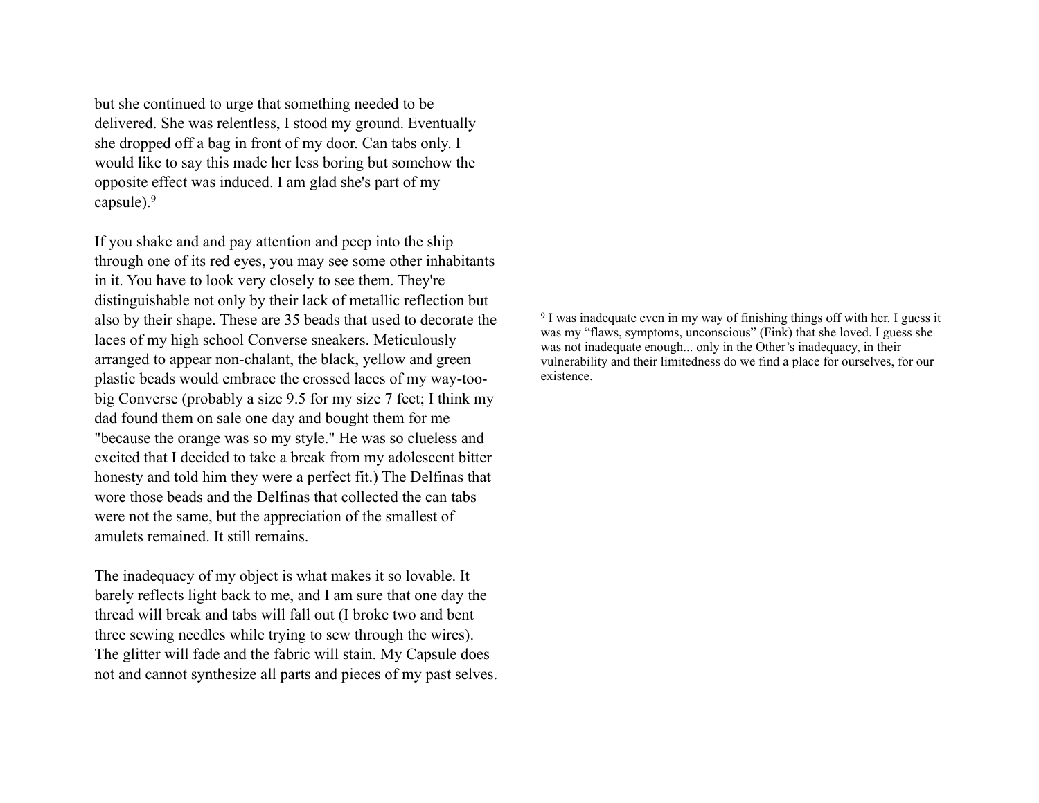but she continued to urge that something needed to be delivered. She was relentless, I stood my ground. Eventually she dropped off a bag in front of my door. Can tabs only. I would like to say this made her less boring but somehow the opposite effect was induced. I am glad she's part of my capsule).[9]

If you shake and and pay attention and peep into the ship through one of its red eyes, you may see some other inhabitants in it. You have to look very closely to see them. They're distinguishable not only by their lack of metallic reflection but also by their shape. These are 35 beads that used to decorate the laces of my high school Converse sneakers. Meticulously arranged to appear non-chalant, the black, yellow and green plastic beads would embrace the crossed laces of my way-too-big Converse (probably a size 9.5 for my size 7 feet; I think my dad found them on sale one day and bought them for me "because the orange was so my style." He was so clueless and excited that I decided to take a break from my adolescent bitter honesty and told him they were a perfect fit.) The Delfinas that wore those beads and the Delfinas that collected the can tabs were not the same, but the appreciation of the smallest of amulets remained. It still remains.

The inadequacy of my object is what makes it so lovable. It barely reflects light back to me, and I am sure that one day the thread will break and tabs will fall out (I broke two and bent three sewing needles while trying to sew through the wires). The glitter will fade and the fabric will stain. My Capsule does not and cannot synthesize all parts and pieces of my past selves.

[9] I was inadequate even in my way of finishing things off with her. I guess it was my "flaws, symptoms, unconscious" (Fink) that she loved. I guess she was not inadequate enough... only in the Other's inadequacy, in their vulnerability and their limitedness do we find a place for ourselves, for our existence.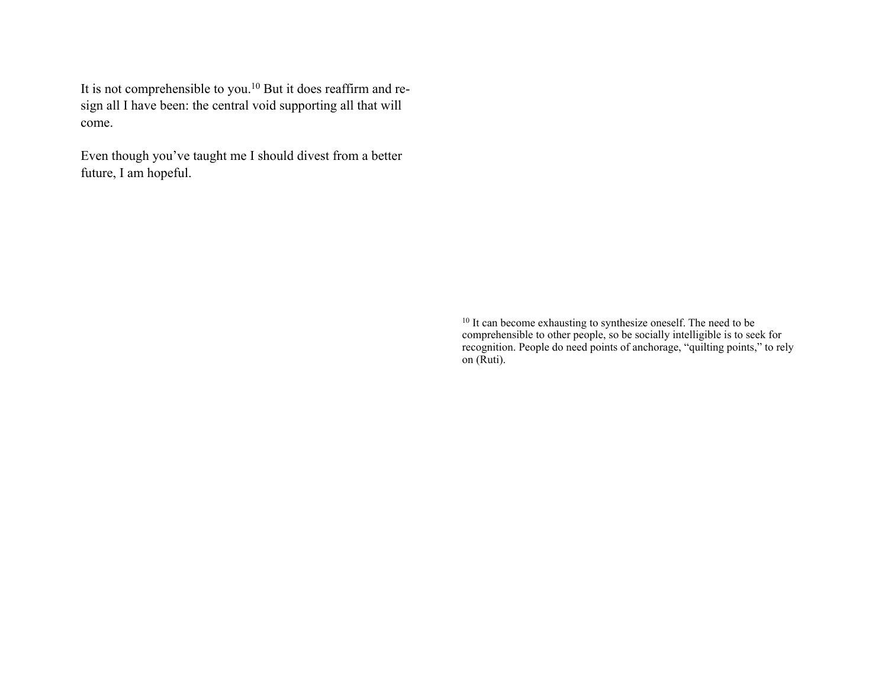It is not comprehensible to you.[10] But it does reaffirm and re-sign all I have been: the central void supporting all that will come.

Even though you've taught me I should divest from a better future, I am hopeful.

[10] It can become exhausting to synthesize oneself. The need to be comprehensible to other people, so be socially intelligible is to seek for recognition. People do need points of anchorage, "quilting points," to rely on (Ruti).